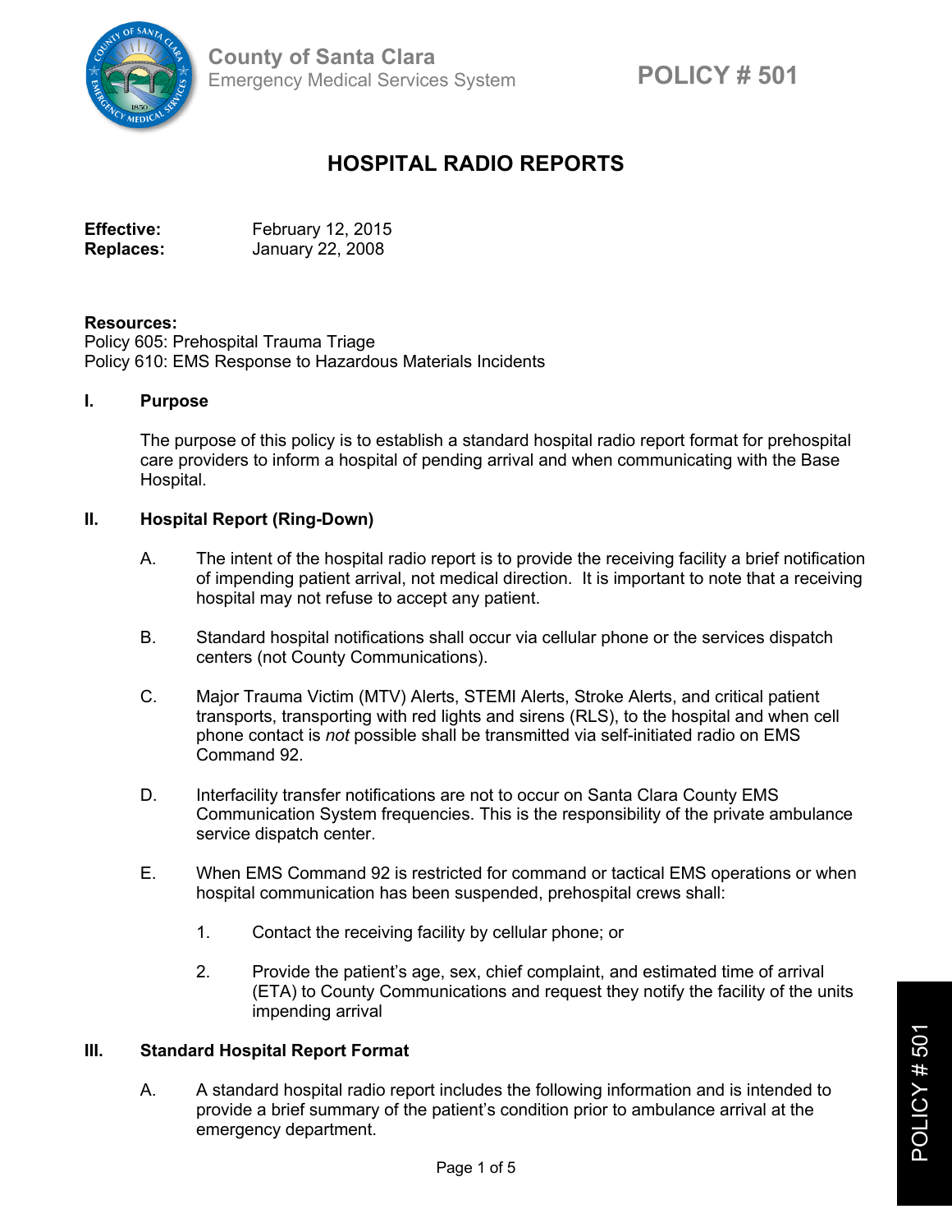County of Santa Clara
Emergency Medical Services System

POLICY # 501

# HOSPITAL RADIO REPORTS

**Effective:** February 12, 2015
**Replaces:** January 22, 2008

**Resources:**
Policy 605: Prehospital Trauma Triage
Policy 610: EMS Response to Hazardous Materials Incidents

## I. Purpose

The purpose of this policy is to establish a standard hospital radio report format for prehospital care providers to inform a hospital of pending arrival and when communicating with the Base Hospital.

## II. Hospital Report (Ring-Down)

A. The intent of the hospital radio report is to provide the receiving facility a brief notification of impending patient arrival, not medical direction. It is important to note that a receiving hospital may not refuse to accept any patient.

B. Standard hospital notifications shall occur via cellular phone or the services dispatch centers (not County Communications).

C. Major Trauma Victim (MTV) Alerts, STEMI Alerts, Stroke Alerts, and critical patient transports, transporting with red lights and sirens (RLS), to the hospital and when cell phone contact is *not* possible shall be transmitted via self-initiated radio on EMS Command 92.

D. Interfacility transfer notifications are not to occur on Santa Clara County EMS Communication System frequencies. This is the responsibility of the private ambulance service dispatch center.

E. When EMS Command 92 is restricted for command or tactical EMS operations or when hospital communication has been suspended, prehospital crews shall:

1. Contact the receiving facility by cellular phone; or

2. Provide the patient's age, sex, chief complaint, and estimated time of arrival (ETA) to County Communications and request they notify the facility of the units impending arrival

## III. Standard Hospital Report Format

A. A standard hospital radio report includes the following information and is intended to provide a brief summary of the patient's condition prior to ambulance arrival at the emergency department.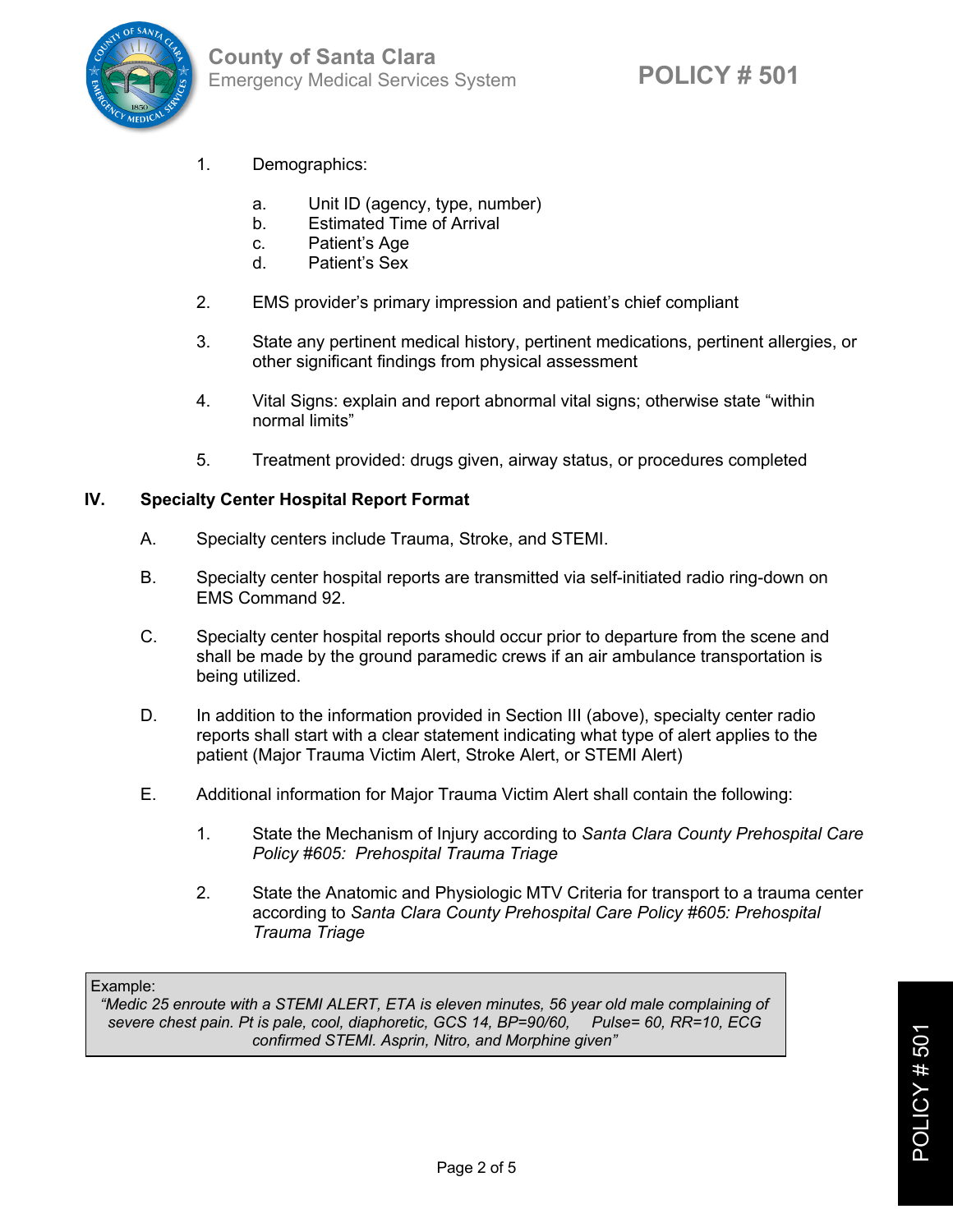1. Demographics:

    a. Unit ID (agency, type, number)
    b. Estimated Time of Arrival
    c. Patient's Age
    d. Patient's Sex

2. EMS provider's primary impression and patient's chief compliant

3. State any pertinent medical history, pertinent medications, pertinent allergies, or other significant findings from physical assessment

4. Vital Signs: explain and report abnormal vital signs; otherwise state "within normal limits"

5. Treatment provided: drugs given, airway status, or procedures completed

## IV. Specialty Center Hospital Report Format

A. Specialty centers include Trauma, Stroke, and STEMI.

B. Specialty center hospital reports are transmitted via self-initiated radio ring-down on EMS Command 92.

C. Specialty center hospital reports should occur prior to departure from the scene and shall be made by the ground paramedic crews if an air ambulance transportation is being utilized.

D. In addition to the information provided in Section III (above), specialty center radio reports shall start with a clear statement indicating what type of alert applies to the patient (Major Trauma Victim Alert, Stroke Alert, or STEMI Alert)

E. Additional information for Major Trauma Victim Alert shall contain the following:

    1. State the Mechanism of Injury according to *Santa Clara County Prehospital Care Policy #605: Prehospital Trauma Triage*

    2. State the Anatomic and Physiologic MTV Criteria for transport to a trauma center according to *Santa Clara County Prehospital Care Policy #605: Prehospital Trauma Triage*

> Example:
> *"Medic 25 enroute with a STEMI ALERT, ETA is eleven minutes, 56 year old male complaining of severe chest pain. Pt is pale, cool, diaphoretic, GCS 14, BP=90/60, Pulse= 60, RR=10, ECG confirmed STEMI. Asprin, Nitro, and Morphine given"*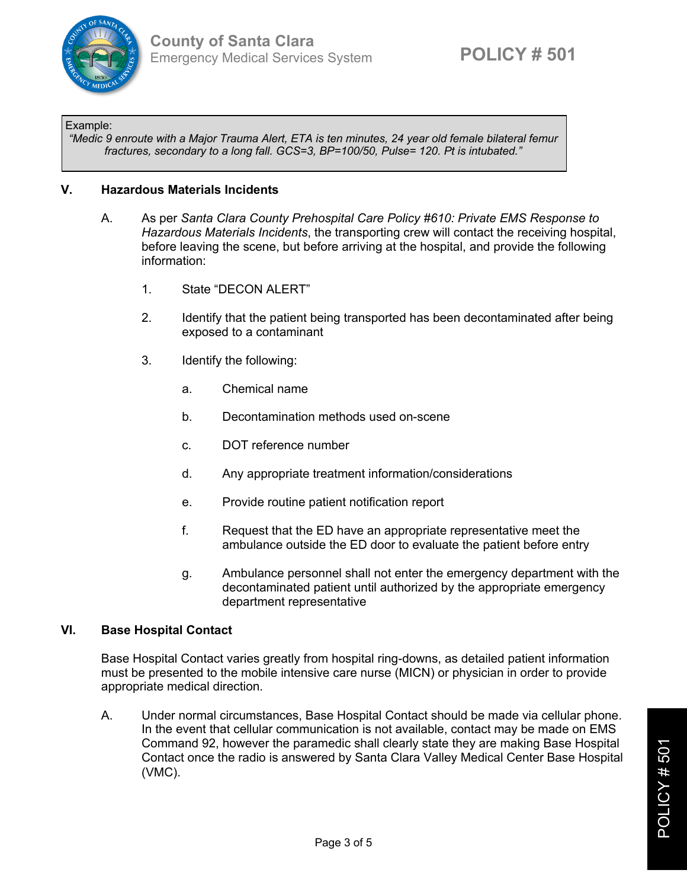> Example:
> *"Medic 9 enroute with a Major Trauma Alert, ETA is ten minutes, 24 year old female bilateral femur fractures, secondary to a long fall. GCS=3, BP=100/50, Pulse= 120. Pt is intubated."*

## V. Hazardous Materials Incidents

A. As per *Santa Clara County Prehospital Care Policy #610: Private EMS Response to Hazardous Materials Incidents*, the transporting crew will contact the receiving hospital, before leaving the scene, but before arriving at the hospital, and provide the following information:

1. State "DECON ALERT"

2. Identify that the patient being transported has been decontaminated after being exposed to a contaminant

3. Identify the following:

    a. Chemical name

    b. Decontamination methods used on-scene

    c. DOT reference number

    d. Any appropriate treatment information/considerations

    e. Provide routine patient notification report

    f. Request that the ED have an appropriate representative meet the ambulance outside the ED door to evaluate the patient before entry

    g. Ambulance personnel shall not enter the emergency department with the decontaminated patient until authorized by the appropriate emergency department representative

## VI. Base Hospital Contact

Base Hospital Contact varies greatly from hospital ring-downs, as detailed patient information must be presented to the mobile intensive care nurse (MICN) or physician in order to provide appropriate medical direction.

A. Under normal circumstances, Base Hospital Contact should be made via cellular phone. In the event that cellular communication is not available, contact may be made on EMS Command 92, however the paramedic shall clearly state they are making Base Hospital Contact once the radio is answered by Santa Clara Valley Medical Center Base Hospital (VMC).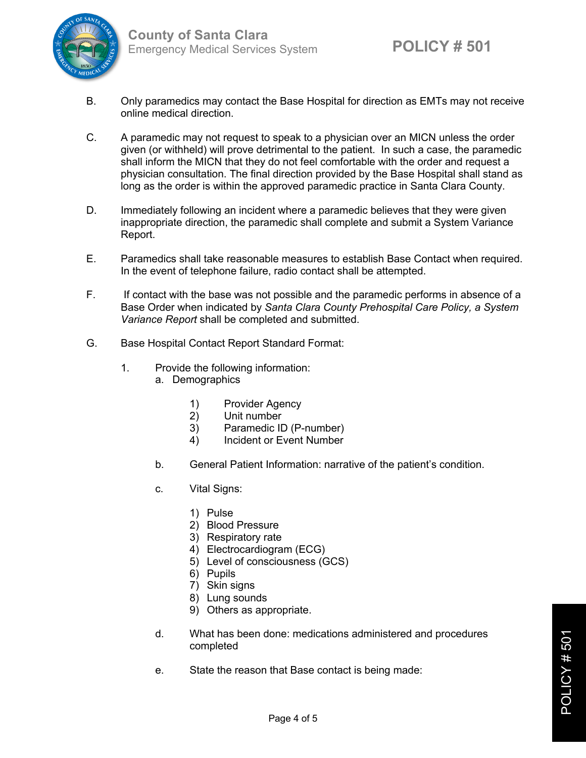B. Only paramedics may contact the Base Hospital for direction as EMTs may not receive online medical direction.

C. A paramedic may not request to speak to a physician over an MICN unless the order given (or withheld) will prove detrimental to the patient. In such a case, the paramedic shall inform the MICN that they do not feel comfortable with the order and request a physician consultation. The final direction provided by the Base Hospital shall stand as long as the order is within the approved paramedic practice in Santa Clara County.

D. Immediately following an incident where a paramedic believes that they were given inappropriate direction, the paramedic shall complete and submit a System Variance Report.

E. Paramedics shall take reasonable measures to establish Base Contact when required. In the event of telephone failure, radio contact shall be attempted.

F. If contact with the base was not possible and the paramedic performs in absence of a Base Order when indicated by *Santa Clara County Prehospital Care Policy, a System Variance Report* shall be completed and submitted.

G. Base Hospital Contact Report Standard Format:

1. Provide the following information:
   a. Demographics

      1) Provider Agency
      2) Unit number
      3) Paramedic ID (P-number)
      4) Incident or Event Number

   b. General Patient Information: narrative of the patient's condition.

   c. Vital Signs:

      1) Pulse
      2) Blood Pressure
      3) Respiratory rate
      4) Electrocardiogram (ECG)
      5) Level of consciousness (GCS)
      6) Pupils
      7) Skin signs
      8) Lung sounds
      9) Others as appropriate.

   d. What has been done: medications administered and procedures completed

   e. State the reason that Base contact is being made: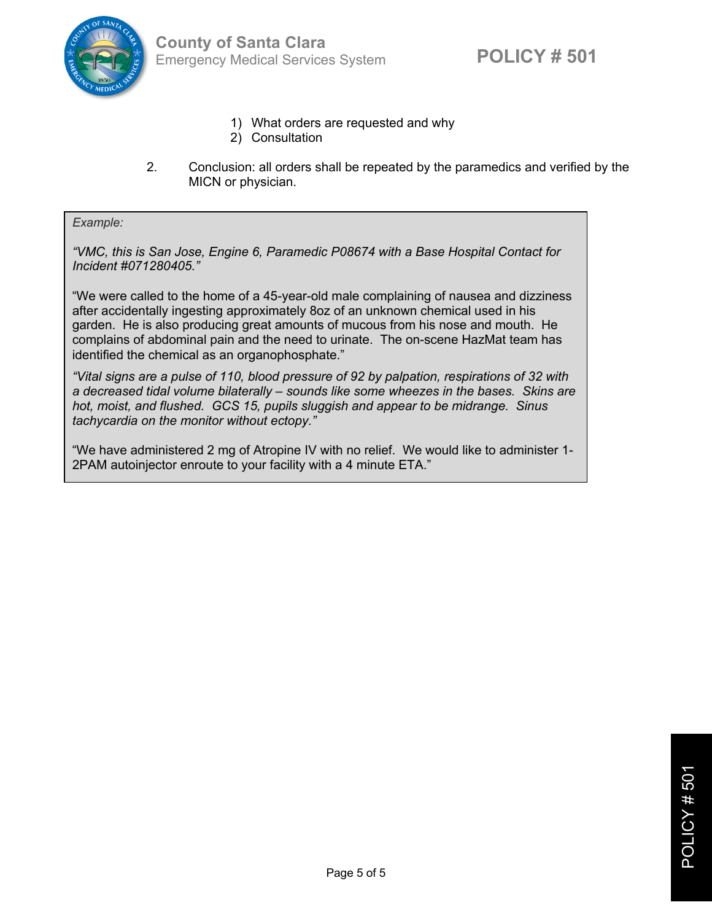1) What orders are requested and why
2) Consultation

2. Conclusion: all orders shall be repeated by the paramedics and verified by the MICN or physician.

> *Example:*
>
> *"VMC, this is San Jose, Engine 6, Paramedic P08674 with a Base Hospital Contact for Incident #071280405."*
>
> "We were called to the home of a 45-year-old male complaining of nausea and dizziness after accidentally ingesting approximately 8oz of an unknown chemical used in his garden. He is also producing great amounts of mucous from his nose and mouth. He complains of abdominal pain and the need to urinate. The on-scene HazMat team has identified the chemical as an organophosphate."
>
> *"Vital signs are a pulse of 110, blood pressure of 92 by palpation, respirations of 32 with a decreased tidal volume bilaterally – sounds like some wheezes in the bases. Skins are hot, moist, and flushed. GCS 15, pupils sluggish and appear to be midrange. Sinus tachycardia on the monitor without ectopy."*
>
> "We have administered 2 mg of Atropine IV with no relief. We would like to administer 1-2PAM autoinjector enroute to your facility with a 4 minute ETA."